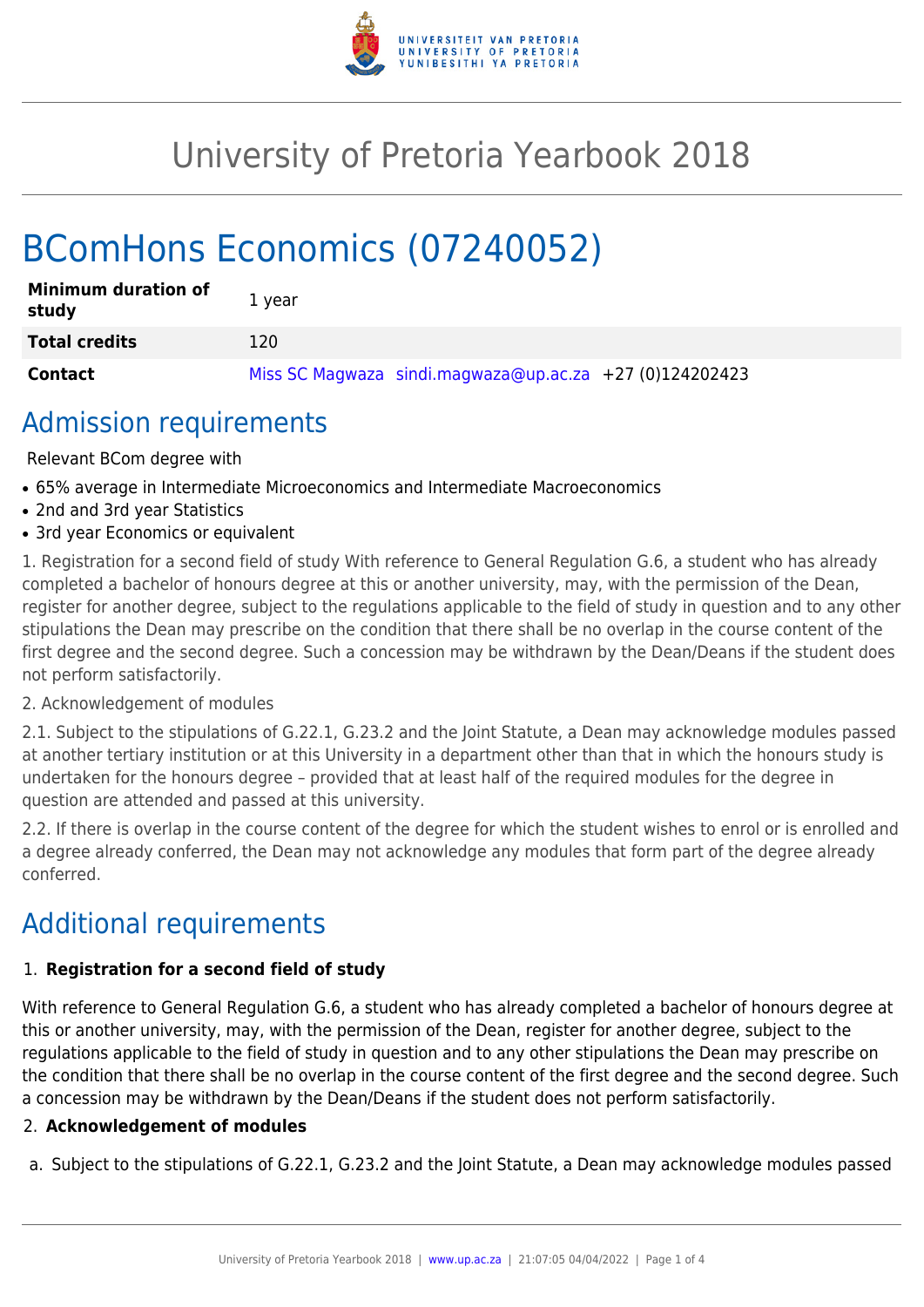# University of Pretoria Yearbook 2018

# BComHons Economics (07240052)

| Minimum duration of study | 1 year |
|---|---|
| Total credits | 120 |
| Contact | Miss SC Magwaza sindi.magwaza@up.ac.za +27 (0)124202423 |

## Admission requirements

Relevant BCom degree with

- 65% average in Intermediate Microeconomics and Intermediate Macroeconomics
- 2nd and 3rd year Statistics
- 3rd year Economics or equivalent

1. Registration for a second field of study With reference to General Regulation G.6, a student who has already completed a bachelor of honours degree at this or another university, may, with the permission of the Dean, register for another degree, subject to the regulations applicable to the field of study in question and to any other stipulations the Dean may prescribe on the condition that there shall be no overlap in the course content of the first degree and the second degree. Such a concession may be withdrawn by the Dean/Deans if the student does not perform satisfactorily.

2. Acknowledgement of modules

2.1. Subject to the stipulations of G.22.1, G.23.2 and the Joint Statute, a Dean may acknowledge modules passed at another tertiary institution or at this University in a department other than that in which the honours study is undertaken for the honours degree – provided that at least half of the required modules for the degree in question are attended and passed at this university.

2.2. If there is overlap in the course content of the degree for which the student wishes to enrol or is enrolled and a degree already conferred, the Dean may not acknowledge any modules that form part of the degree already conferred.

## Additional requirements

1. **Registration for a second field of study**

With reference to General Regulation G.6, a student who has already completed a bachelor of honours degree at this or another university, may, with the permission of the Dean, register for another degree, subject to the regulations applicable to the field of study in question and to any other stipulations the Dean may prescribe on the condition that there shall be no overlap in the course content of the first degree and the second degree. Such a concession may be withdrawn by the Dean/Deans if the student does not perform satisfactorily.

2. **Acknowledgement of modules**

a. Subject to the stipulations of G.22.1, G.23.2 and the Joint Statute, a Dean may acknowledge modules passed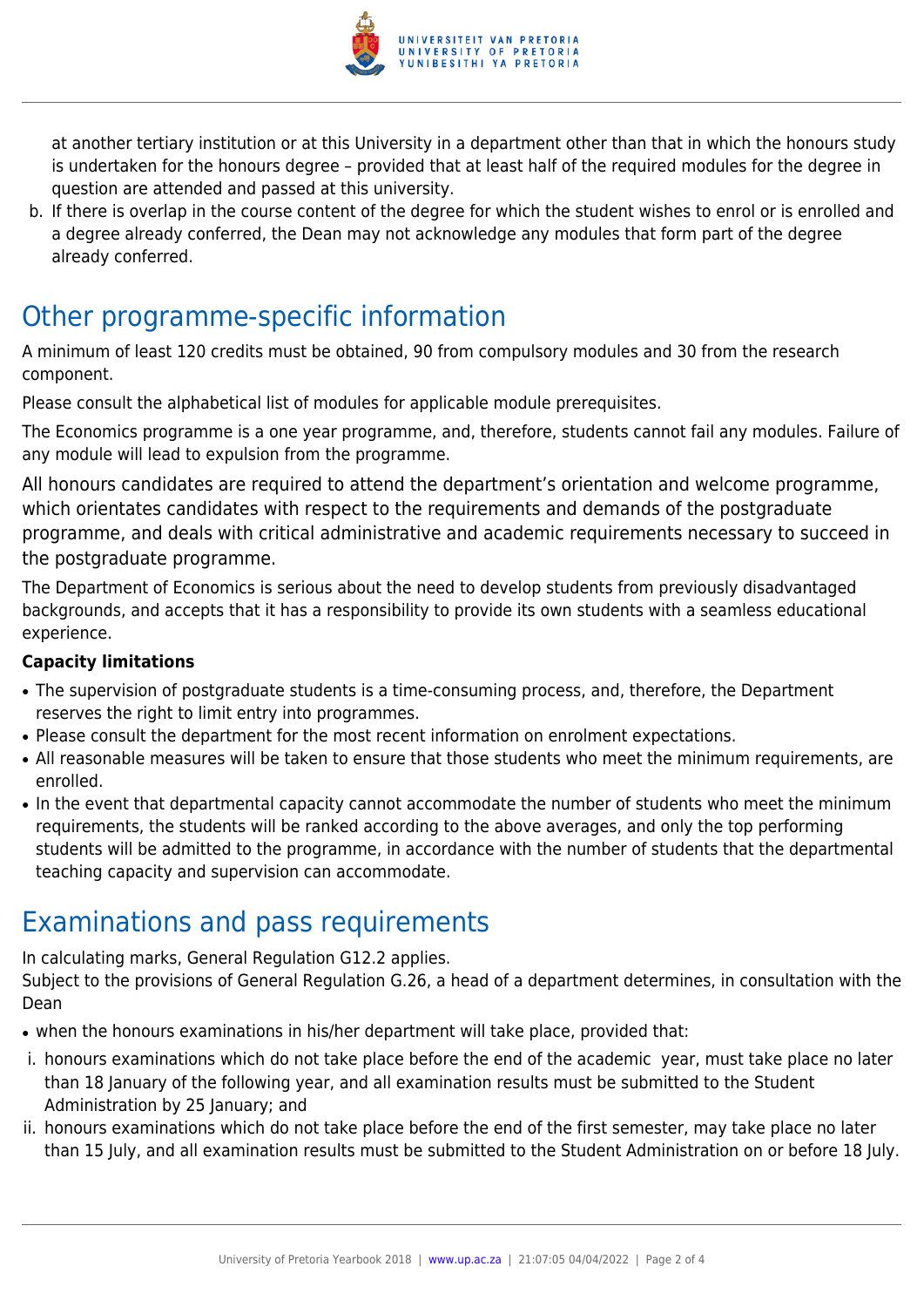at another tertiary institution or at this University in a department other than that in which the honours study is undertaken for the honours degree – provided that at least half of the required modules for the degree in question are attended and passed at this university.

b. If there is overlap in the course content of the degree for which the student wishes to enrol or is enrolled and a degree already conferred, the Dean may not acknowledge any modules that form part of the degree already conferred.

# Other programme-specific information

A minimum of least 120 credits must be obtained, 90 from compulsory modules and 30 from the research component.

Please consult the alphabetical list of modules for applicable module prerequisites.

The Economics programme is a one year programme, and, therefore, students cannot fail any modules. Failure of any module will lead to expulsion from the programme.

All honours candidates are required to attend the department's orientation and welcome programme, which orientates candidates with respect to the requirements and demands of the postgraduate programme, and deals with critical administrative and academic requirements necessary to succeed in the postgraduate programme.

The Department of Economics is serious about the need to develop students from previously disadvantaged backgrounds, and accepts that it has a responsibility to provide its own students with a seamless educational experience.

**Capacity limitations**

- The supervision of postgraduate students is a time-consuming process, and, therefore, the Department reserves the right to limit entry into programmes.
- Please consult the department for the most recent information on enrolment expectations.
- All reasonable measures will be taken to ensure that those students who meet the minimum requirements, are enrolled.
- In the event that departmental capacity cannot accommodate the number of students who meet the minimum requirements, the students will be ranked according to the above averages, and only the top performing students will be admitted to the programme, in accordance with the number of students that the departmental teaching capacity and supervision can accommodate.

# Examinations and pass requirements

In calculating marks, General Regulation G12.2 applies.
Subject to the provisions of General Regulation G.26, a head of a department determines, in consultation with the Dean

- when the honours examinations in his/her department will take place, provided that:

i. honours examinations which do not take place before the end of the academic year, must take place no later than 18 January of the following year, and all examination results must be submitted to the Student Administration by 25 January; and

ii. honours examinations which do not take place before the end of the first semester, may take place no later than 15 July, and all examination results must be submitted to the Student Administration on or before 18 July.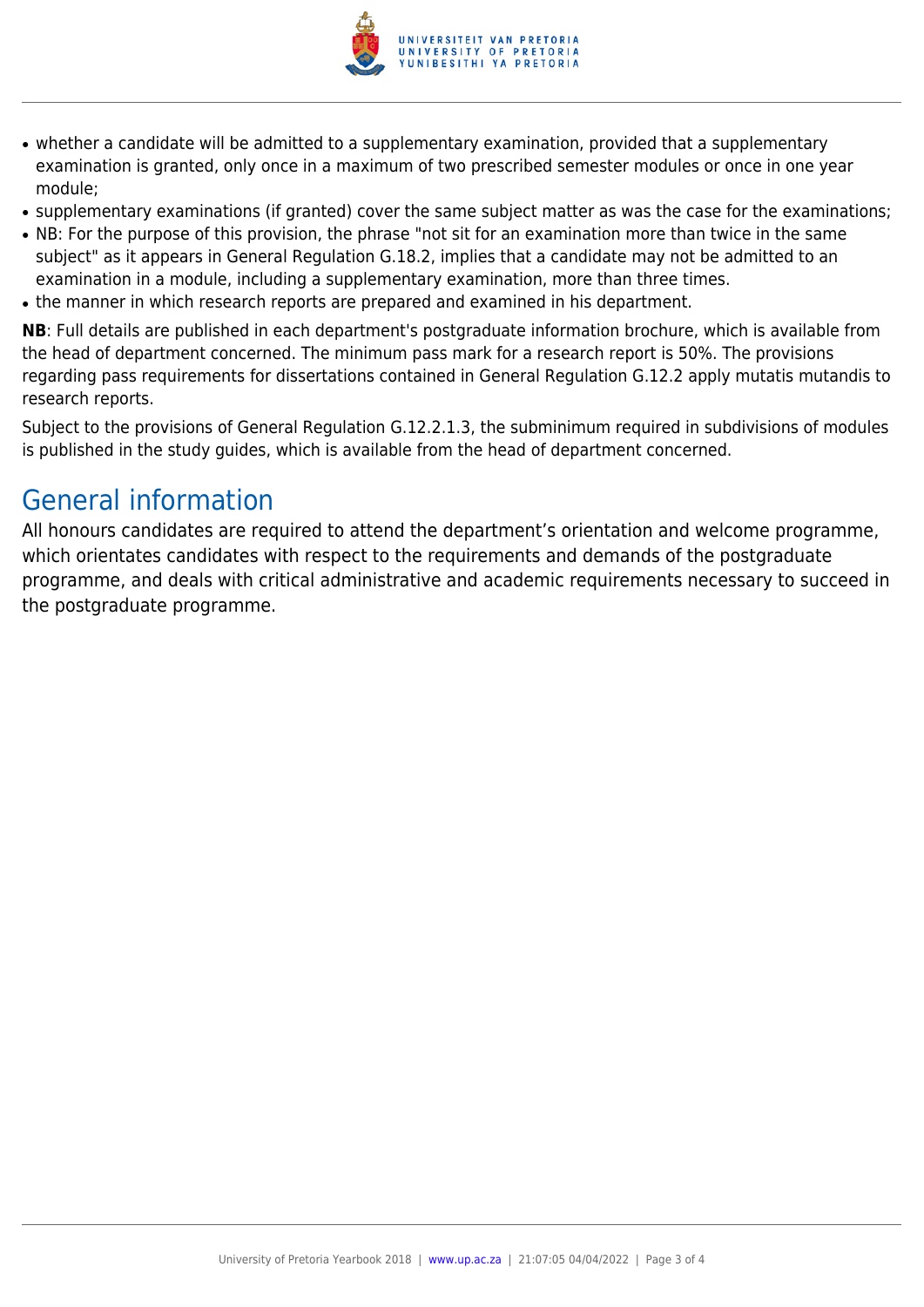- whether a candidate will be admitted to a supplementary examination, provided that a supplementary examination is granted, only once in a maximum of two prescribed semester modules or once in one year module;
- supplementary examinations (if granted) cover the same subject matter as was the case for the examinations;
- NB: For the purpose of this provision, the phrase "not sit for an examination more than twice in the same subject" as it appears in General Regulation G.18.2, implies that a candidate may not be admitted to an examination in a module, including a supplementary examination, more than three times.
- the manner in which research reports are prepared and examined in his department.

**NB**: Full details are published in each department's postgraduate information brochure, which is available from the head of department concerned. The minimum pass mark for a research report is 50%. The provisions regarding pass requirements for dissertations contained in General Regulation G.12.2 apply mutatis mutandis to research reports.

Subject to the provisions of General Regulation G.12.2.1.3, the subminimum required in subdivisions of modules is published in the study guides, which is available from the head of department concerned.

## General information

All honours candidates are required to attend the department's orientation and welcome programme, which orientates candidates with respect to the requirements and demands of the postgraduate programme, and deals with critical administrative and academic requirements necessary to succeed in the postgraduate programme.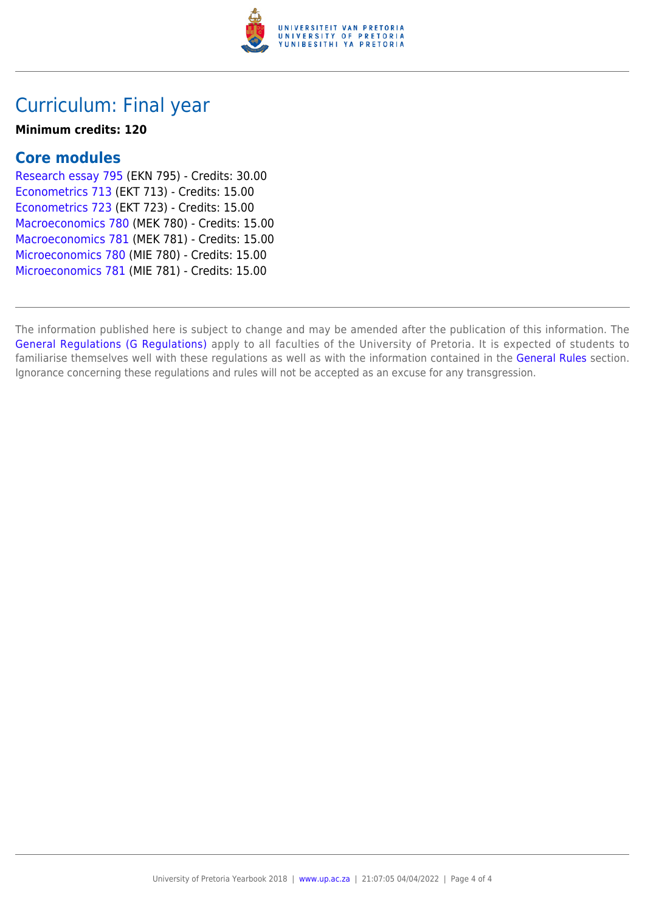## Curriculum: Final year

**Minimum credits: 120**

### Core modules

Research essay 795 (EKN 795) - Credits: 30.00
Econometrics 713 (EKT 713) - Credits: 15.00
Econometrics 723 (EKT 723) - Credits: 15.00
Macroeconomics 780 (MEK 780) - Credits: 15.00
Macroeconomics 781 (MEK 781) - Credits: 15.00
Microeconomics 780 (MIE 780) - Credits: 15.00
Microeconomics 781 (MIE 781) - Credits: 15.00

The information published here is subject to change and may be amended after the publication of this information. The General Regulations (G Regulations) apply to all faculties of the University of Pretoria. It is expected of students to familiarise themselves well with these regulations as well as with the information contained in the General Rules section. Ignorance concerning these regulations and rules will not be accepted as an excuse for any transgression.